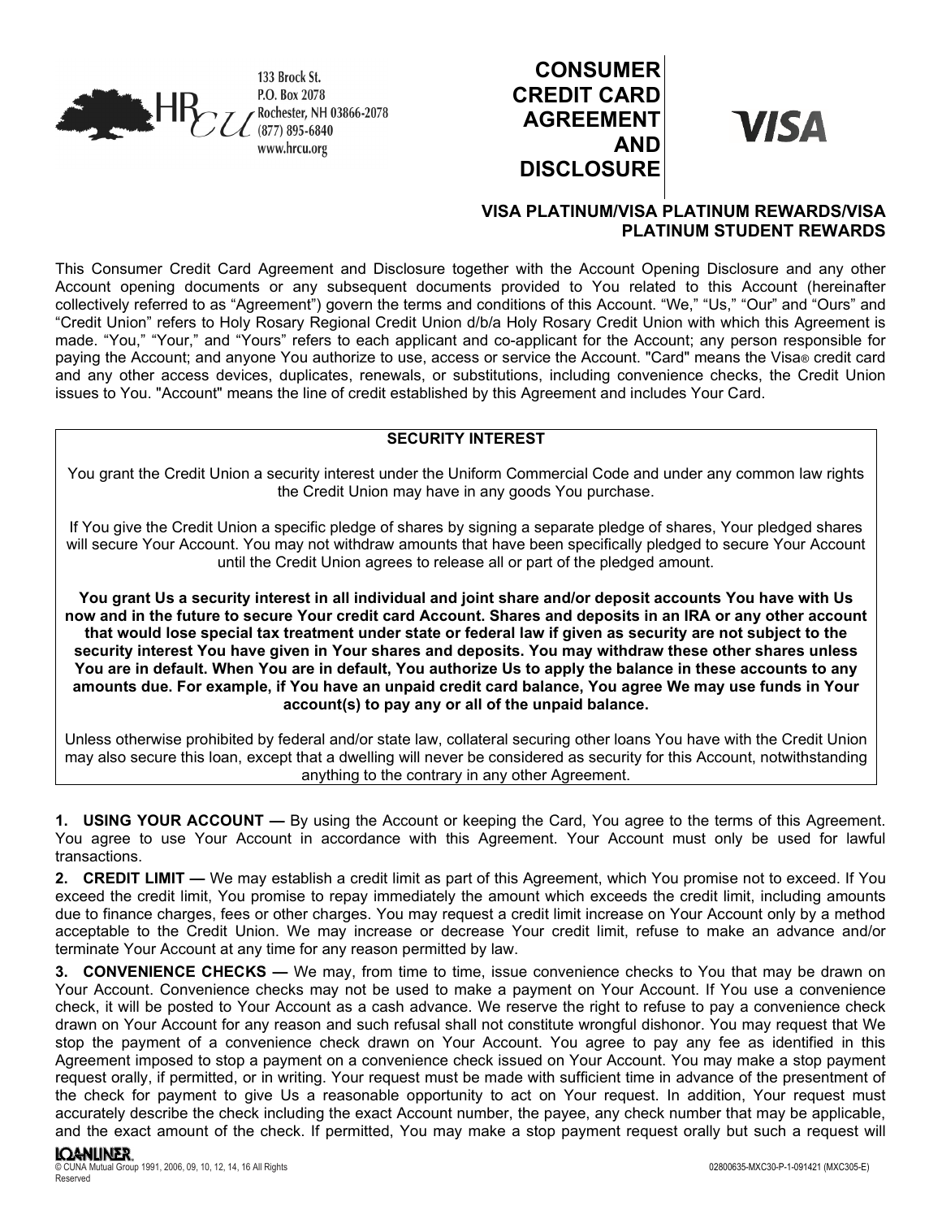133 Brock St.
P.O. Box 2078
Rochester, NH 03866-2078
(877) 895-6840
www.hrcu.org

# CONSUMER CREDIT CARD AGREEMENT AND DISCLOSURE

VISA

## VISA PLATINUM/VISA PLATINUM REWARDS/VISA PLATINUM STUDENT REWARDS

This Consumer Credit Card Agreement and Disclosure together with the Account Opening Disclosure and any other Account opening documents or any subsequent documents provided to You related to this Account (hereinafter collectively referred to as "Agreement") govern the terms and conditions of this Account. "We," "Us," "Our" and "Ours" and "Credit Union" refers to Holy Rosary Regional Credit Union d/b/a Holy Rosary Credit Union with which this Agreement is made. "You," "Your," and "Yours" refers to each applicant and co-applicant for the Account; any person responsible for paying the Account; and anyone You authorize to use, access or service the Account. "Card" means the Visa® credit card and any other access devices, duplicates, renewals, or substitutions, including convenience checks, the Credit Union issues to You. "Account" means the line of credit established by this Agreement and includes Your Card.

**SECURITY INTEREST**

You grant the Credit Union a security interest under the Uniform Commercial Code and under any common law rights the Credit Union may have in any goods You purchase.

If You give the Credit Union a specific pledge of shares by signing a separate pledge of shares, Your pledged shares will secure Your Account. You may not withdraw amounts that have been specifically pledged to secure Your Account until the Credit Union agrees to release all or part of the pledged amount.

**You grant Us a security interest in all individual and joint share and/or deposit accounts You have with Us now and in the future to secure Your credit card Account. Shares and deposits in an IRA or any other account that would lose special tax treatment under state or federal law if given as security are not subject to the security interest You have given in Your shares and deposits. You may withdraw these other shares unless You are in default. When You are in default, You authorize Us to apply the balance in these accounts to any amounts due. For example, if You have an unpaid credit card balance, You agree We may use funds in Your account(s) to pay any or all of the unpaid balance.**

Unless otherwise prohibited by federal and/or state law, collateral securing other loans You have with the Credit Union may also secure this loan, except that a dwelling will never be considered as security for this Account, notwithstanding anything to the contrary in any other Agreement.

**1. USING YOUR ACCOUNT —** By using the Account or keeping the Card, You agree to the terms of this Agreement. You agree to use Your Account in accordance with this Agreement. Your Account must only be used for lawful transactions.

**2. CREDIT LIMIT —** We may establish a credit limit as part of this Agreement, which You promise not to exceed. If You exceed the credit limit, You promise to repay immediately the amount which exceeds the credit limit, including amounts due to finance charges, fees or other charges. You may request a credit limit increase on Your Account only by a method acceptable to the Credit Union. We may increase or decrease Your credit limit, refuse to make an advance and/or terminate Your Account at any time for any reason permitted by law.

**3. CONVENIENCE CHECKS —** We may, from time to time, issue convenience checks to You that may be drawn on Your Account. Convenience checks may not be used to make a payment on Your Account. If You use a convenience check, it will be posted to Your Account as a cash advance. We reserve the right to refuse to pay a convenience check drawn on Your Account for any reason and such refusal shall not constitute wrongful dishonor. You may request that We stop the payment of a convenience check drawn on Your Account. You agree to pay any fee as identified in this Agreement imposed to stop a payment on a convenience check issued on Your Account. You may make a stop payment request orally, if permitted, or in writing. Your request must be made with sufficient time in advance of the presentment of the check for payment to give Us a reasonable opportunity to act on Your request. In addition, Your request must accurately describe the check including the exact Account number, the payee, any check number that may be applicable, and the exact amount of the check. If permitted, You may make a stop payment request orally but such a request will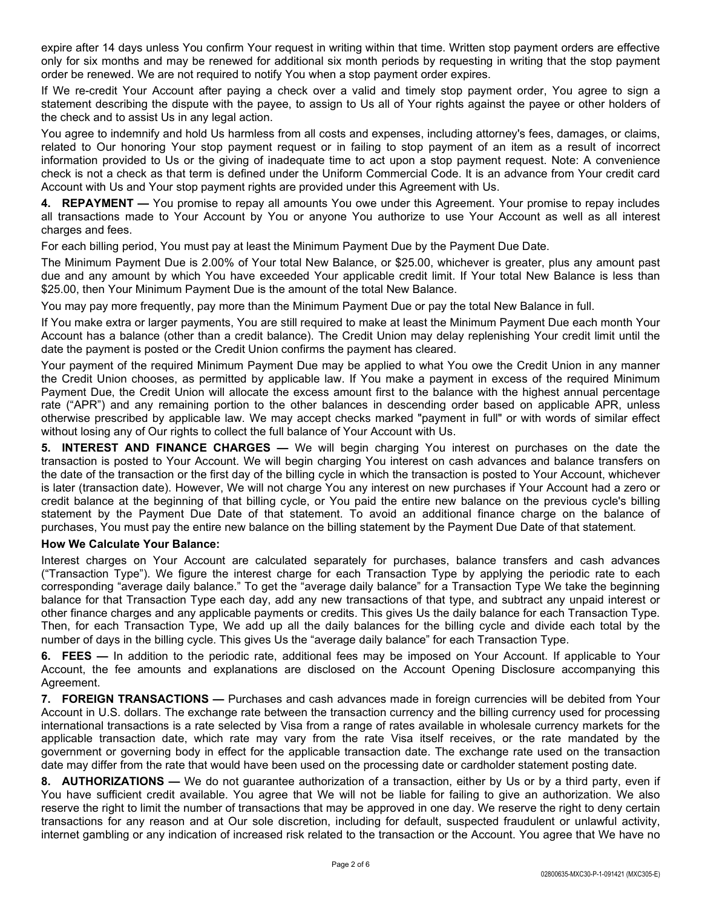expire after 14 days unless You confirm Your request in writing within that time. Written stop payment orders are effective only for six months and may be renewed for additional six month periods by requesting in writing that the stop payment order be renewed. We are not required to notify You when a stop payment order expires.

If We re-credit Your Account after paying a check over a valid and timely stop payment order, You agree to sign a statement describing the dispute with the payee, to assign to Us all of Your rights against the payee or other holders of the check and to assist Us in any legal action.

You agree to indemnify and hold Us harmless from all costs and expenses, including attorney's fees, damages, or claims, related to Our honoring Your stop payment request or in failing to stop payment of an item as a result of incorrect information provided to Us or the giving of inadequate time to act upon a stop payment request. Note: A convenience check is not a check as that term is defined under the Uniform Commercial Code. It is an advance from Your credit card Account with Us and Your stop payment rights are provided under this Agreement with Us.

**4. REPAYMENT —** You promise to repay all amounts You owe under this Agreement. Your promise to repay includes all transactions made to Your Account by You or anyone You authorize to use Your Account as well as all interest charges and fees.

For each billing period, You must pay at least the Minimum Payment Due by the Payment Due Date.

The Minimum Payment Due is 2.00% of Your total New Balance, or $25.00, whichever is greater, plus any amount past due and any amount by which You have exceeded Your applicable credit limit. If Your total New Balance is less than $25.00, then Your Minimum Payment Due is the amount of the total New Balance.

You may pay more frequently, pay more than the Minimum Payment Due or pay the total New Balance in full.

If You make extra or larger payments, You are still required to make at least the Minimum Payment Due each month Your Account has a balance (other than a credit balance). The Credit Union may delay replenishing Your credit limit until the date the payment is posted or the Credit Union confirms the payment has cleared.

Your payment of the required Minimum Payment Due may be applied to what You owe the Credit Union in any manner the Credit Union chooses, as permitted by applicable law. If You make a payment in excess of the required Minimum Payment Due, the Credit Union will allocate the excess amount first to the balance with the highest annual percentage rate ("APR") and any remaining portion to the other balances in descending order based on applicable APR, unless otherwise prescribed by applicable law. We may accept checks marked "payment in full" or with words of similar effect without losing any of Our rights to collect the full balance of Your Account with Us.

**5. INTEREST AND FINANCE CHARGES —** We will begin charging You interest on purchases on the date the transaction is posted to Your Account. We will begin charging You interest on cash advances and balance transfers on the date of the transaction or the first day of the billing cycle in which the transaction is posted to Your Account, whichever is later (transaction date). However, We will not charge You any interest on new purchases if Your Account had a zero or credit balance at the beginning of that billing cycle, or You paid the entire new balance on the previous cycle's billing statement by the Payment Due Date of that statement. To avoid an additional finance charge on the balance of purchases, You must pay the entire new balance on the billing statement by the Payment Due Date of that statement.

**How We Calculate Your Balance:**

Interest charges on Your Account are calculated separately for purchases, balance transfers and cash advances ("Transaction Type"). We figure the interest charge for each Transaction Type by applying the periodic rate to each corresponding "average daily balance." To get the "average daily balance" for a Transaction Type We take the beginning balance for that Transaction Type each day, add any new transactions of that type, and subtract any unpaid interest or other finance charges and any applicable payments or credits. This gives Us the daily balance for each Transaction Type. Then, for each Transaction Type, We add up all the daily balances for the billing cycle and divide each total by the number of days in the billing cycle. This gives Us the "average daily balance" for each Transaction Type.

**6. FEES —** In addition to the periodic rate, additional fees may be imposed on Your Account. If applicable to Your Account, the fee amounts and explanations are disclosed on the Account Opening Disclosure accompanying this Agreement.

**7. FOREIGN TRANSACTIONS —** Purchases and cash advances made in foreign currencies will be debited from Your Account in U.S. dollars. The exchange rate between the transaction currency and the billing currency used for processing international transactions is a rate selected by Visa from a range of rates available in wholesale currency markets for the applicable transaction date, which rate may vary from the rate Visa itself receives, or the rate mandated by the government or governing body in effect for the applicable transaction date. The exchange rate used on the transaction date may differ from the rate that would have been used on the processing date or cardholder statement posting date.

**8. AUTHORIZATIONS —** We do not guarantee authorization of a transaction, either by Us or by a third party, even if You have sufficient credit available. You agree that We will not be liable for failing to give an authorization. We also reserve the right to limit the number of transactions that may be approved in one day. We reserve the right to deny certain transactions for any reason and at Our sole discretion, including for default, suspected fraudulent or unlawful activity, internet gambling or any indication of increased risk related to the transaction or the Account. You agree that We have no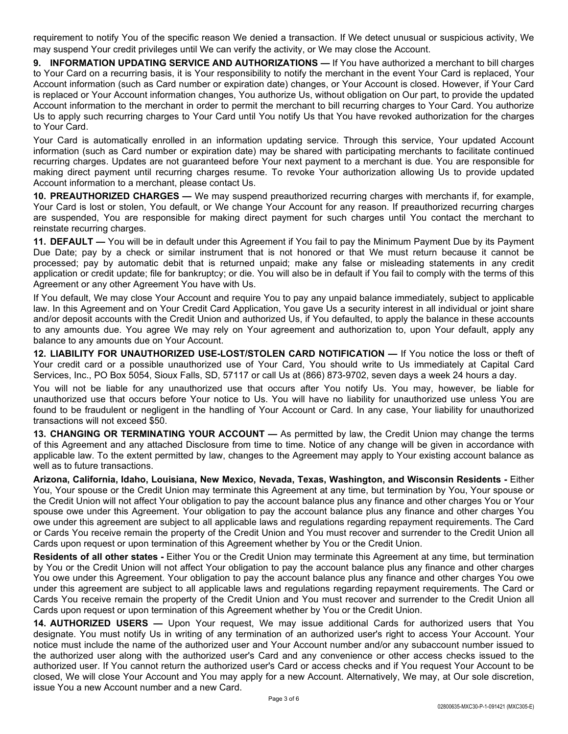requirement to notify You of the specific reason We denied a transaction. If We detect unusual or suspicious activity, We may suspend Your credit privileges until We can verify the activity, or We may close the Account.

**9. INFORMATION UPDATING SERVICE AND AUTHORIZATIONS —** If You have authorized a merchant to bill charges to Your Card on a recurring basis, it is Your responsibility to notify the merchant in the event Your Card is replaced, Your Account information (such as Card number or expiration date) changes, or Your Account is closed. However, if Your Card is replaced or Your Account information changes, You authorize Us, without obligation on Our part, to provide the updated Account information to the merchant in order to permit the merchant to bill recurring charges to Your Card. You authorize Us to apply such recurring charges to Your Card until You notify Us that You have revoked authorization for the charges to Your Card.

Your Card is automatically enrolled in an information updating service. Through this service, Your updated Account information (such as Card number or expiration date) may be shared with participating merchants to facilitate continued recurring charges. Updates are not guaranteed before Your next payment to a merchant is due. You are responsible for making direct payment until recurring charges resume. To revoke Your authorization allowing Us to provide updated Account information to a merchant, please contact Us.

**10. PREAUTHORIZED CHARGES —** We may suspend preauthorized recurring charges with merchants if, for example, Your Card is lost or stolen, You default, or We change Your Account for any reason. If preauthorized recurring charges are suspended, You are responsible for making direct payment for such charges until You contact the merchant to reinstate recurring charges.

**11. DEFAULT —** You will be in default under this Agreement if You fail to pay the Minimum Payment Due by its Payment Due Date; pay by a check or similar instrument that is not honored or that We must return because it cannot be processed; pay by automatic debit that is returned unpaid; make any false or misleading statements in any credit application or credit update; file for bankruptcy; or die. You will also be in default if You fail to comply with the terms of this Agreement or any other Agreement You have with Us.

If You default, We may close Your Account and require You to pay any unpaid balance immediately, subject to applicable law. In this Agreement and on Your Credit Card Application, You gave Us a security interest in all individual or joint share and/or deposit accounts with the Credit Union and authorized Us, if You defaulted, to apply the balance in these accounts to any amounts due. You agree We may rely on Your agreement and authorization to, upon Your default, apply any balance to any amounts due on Your Account.

**12. LIABILITY FOR UNAUTHORIZED USE-LOST/STOLEN CARD NOTIFICATION —** If You notice the loss or theft of Your credit card or a possible unauthorized use of Your Card, You should write to Us immediately at Capital Card Services, Inc., PO Box 5054, Sioux Falls, SD, 57117 or call Us at (866) 873-9702, seven days a week 24 hours a day.

You will not be liable for any unauthorized use that occurs after You notify Us. You may, however, be liable for unauthorized use that occurs before Your notice to Us. You will have no liability for unauthorized use unless You are found to be fraudulent or negligent in the handling of Your Account or Card. In any case, Your liability for unauthorized transactions will not exceed $50.

**13. CHANGING OR TERMINATING YOUR ACCOUNT —** As permitted by law, the Credit Union may change the terms of this Agreement and any attached Disclosure from time to time. Notice of any change will be given in accordance with applicable law. To the extent permitted by law, changes to the Agreement may apply to Your existing account balance as well as to future transactions.

**Arizona, California, Idaho, Louisiana, New Mexico, Nevada, Texas, Washington, and Wisconsin Residents -** Either You, Your spouse or the Credit Union may terminate this Agreement at any time, but termination by You, Your spouse or the Credit Union will not affect Your obligation to pay the account balance plus any finance and other charges You or Your spouse owe under this Agreement. Your obligation to pay the account balance plus any finance and other charges You owe under this agreement are subject to all applicable laws and regulations regarding repayment requirements. The Card or Cards You receive remain the property of the Credit Union and You must recover and surrender to the Credit Union all Cards upon request or upon termination of this Agreement whether by You or the Credit Union.

**Residents of all other states -** Either You or the Credit Union may terminate this Agreement at any time, but termination by You or the Credit Union will not affect Your obligation to pay the account balance plus any finance and other charges You owe under this Agreement. Your obligation to pay the account balance plus any finance and other charges You owe under this agreement are subject to all applicable laws and regulations regarding repayment requirements. The Card or Cards You receive remain the property of the Credit Union and You must recover and surrender to the Credit Union all Cards upon request or upon termination of this Agreement whether by You or the Credit Union.

**14. AUTHORIZED USERS —** Upon Your request, We may issue additional Cards for authorized users that You designate. You must notify Us in writing of any termination of an authorized user's right to access Your Account. Your notice must include the name of the authorized user and Your Account number and/or any subaccount number issued to the authorized user along with the authorized user's Card and any convenience or other access checks issued to the authorized user. If You cannot return the authorized user's Card or access checks and if You request Your Account to be closed, We will close Your Account and You may apply for a new Account. Alternatively, We may, at Our sole discretion, issue You a new Account number and a new Card.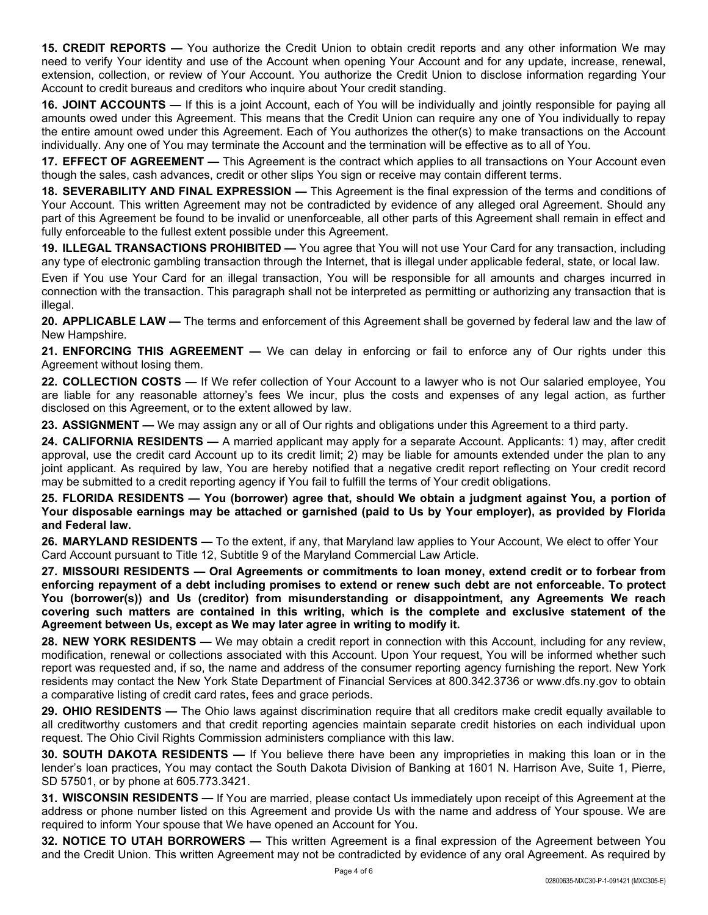**15. CREDIT REPORTS —** You authorize the Credit Union to obtain credit reports and any other information We may need to verify Your identity and use of the Account when opening Your Account and for any update, increase, renewal, extension, collection, or review of Your Account. You authorize the Credit Union to disclose information regarding Your Account to credit bureaus and creditors who inquire about Your credit standing.

**16. JOINT ACCOUNTS —** If this is a joint Account, each of You will be individually and jointly responsible for paying all amounts owed under this Agreement. This means that the Credit Union can require any one of You individually to repay the entire amount owed under this Agreement. Each of You authorizes the other(s) to make transactions on the Account individually. Any one of You may terminate the Account and the termination will be effective as to all of You.

**17. EFFECT OF AGREEMENT —** This Agreement is the contract which applies to all transactions on Your Account even though the sales, cash advances, credit or other slips You sign or receive may contain different terms.

**18. SEVERABILITY AND FINAL EXPRESSION —** This Agreement is the final expression of the terms and conditions of Your Account. This written Agreement may not be contradicted by evidence of any alleged oral Agreement. Should any part of this Agreement be found to be invalid or unenforceable, all other parts of this Agreement shall remain in effect and fully enforceable to the fullest extent possible under this Agreement.

**19. ILLEGAL TRANSACTIONS PROHIBITED —** You agree that You will not use Your Card for any transaction, including any type of electronic gambling transaction through the Internet, that is illegal under applicable federal, state, or local law.

Even if You use Your Card for an illegal transaction, You will be responsible for all amounts and charges incurred in connection with the transaction. This paragraph shall not be interpreted as permitting or authorizing any transaction that is illegal.

**20. APPLICABLE LAW —** The terms and enforcement of this Agreement shall be governed by federal law and the law of New Hampshire.

**21. ENFORCING THIS AGREEMENT —** We can delay in enforcing or fail to enforce any of Our rights under this Agreement without losing them.

**22. COLLECTION COSTS —** If We refer collection of Your Account to a lawyer who is not Our salaried employee, You are liable for any reasonable attorney's fees We incur, plus the costs and expenses of any legal action, as further disclosed on this Agreement, or to the extent allowed by law.

**23. ASSIGNMENT —** We may assign any or all of Our rights and obligations under this Agreement to a third party.

**24. CALIFORNIA RESIDENTS —** A married applicant may apply for a separate Account. Applicants: 1) may, after credit approval, use the credit card Account up to its credit limit; 2) may be liable for amounts extended under the plan to any joint applicant. As required by law, You are hereby notified that a negative credit report reflecting on Your credit record may be submitted to a credit reporting agency if You fail to fulfill the terms of Your credit obligations.

**25. FLORIDA RESIDENTS — You (borrower) agree that, should We obtain a judgment against You, a portion of Your disposable earnings may be attached or garnished (paid to Us by Your employer), as provided by Florida and Federal law.**

**26. MARYLAND RESIDENTS —** To the extent, if any, that Maryland law applies to Your Account, We elect to offer Your Card Account pursuant to Title 12, Subtitle 9 of the Maryland Commercial Law Article.

**27. MISSOURI RESIDENTS — Oral Agreements or commitments to loan money, extend credit or to forbear from enforcing repayment of a debt including promises to extend or renew such debt are not enforceable. To protect You (borrower(s)) and Us (creditor) from misunderstanding or disappointment, any Agreements We reach covering such matters are contained in this writing, which is the complete and exclusive statement of the Agreement between Us, except as We may later agree in writing to modify it.**

**28. NEW YORK RESIDENTS —** We may obtain a credit report in connection with this Account, including for any review, modification, renewal or collections associated with this Account. Upon Your request, You will be informed whether such report was requested and, if so, the name and address of the consumer reporting agency furnishing the report. New York residents may contact the New York State Department of Financial Services at 800.342.3736 or www.dfs.ny.gov to obtain a comparative listing of credit card rates, fees and grace periods.

**29. OHIO RESIDENTS —** The Ohio laws against discrimination require that all creditors make credit equally available to all creditworthy customers and that credit reporting agencies maintain separate credit histories on each individual upon request. The Ohio Civil Rights Commission administers compliance with this law.

**30. SOUTH DAKOTA RESIDENTS —** If You believe there have been any improprieties in making this loan or in the lender's loan practices, You may contact the South Dakota Division of Banking at 1601 N. Harrison Ave, Suite 1, Pierre, SD 57501, or by phone at 605.773.3421.

**31. WISCONSIN RESIDENTS —** If You are married, please contact Us immediately upon receipt of this Agreement at the address or phone number listed on this Agreement and provide Us with the name and address of Your spouse. We are required to inform Your spouse that We have opened an Account for You.

**32. NOTICE TO UTAH BORROWERS —** This written Agreement is a final expression of the Agreement between You and the Credit Union. This written Agreement may not be contradicted by evidence of any oral Agreement. As required by

02800635-MXC30-P-1-091421 (MXC305-E)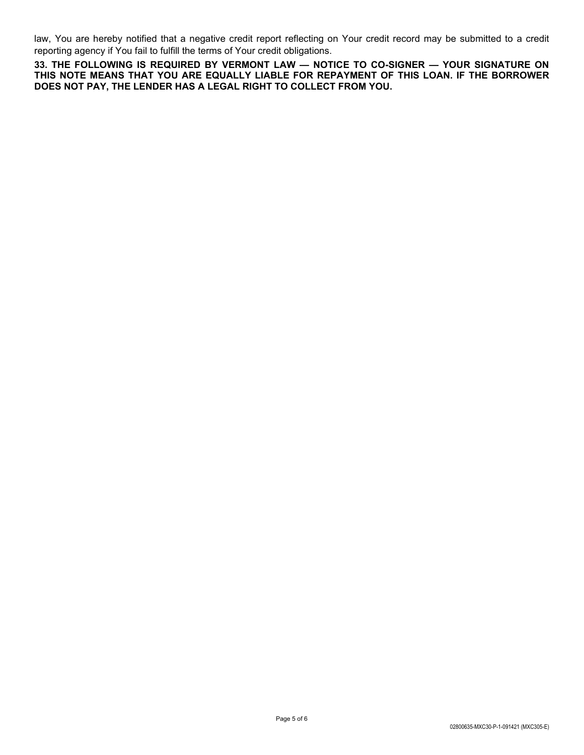law, You are hereby notified that a negative credit report reflecting on Your credit record may be submitted to a credit reporting agency if You fail to fulfill the terms of Your credit obligations.

**33. THE FOLLOWING IS REQUIRED BY VERMONT LAW — NOTICE TO CO-SIGNER — YOUR SIGNATURE ON THIS NOTE MEANS THAT YOU ARE EQUALLY LIABLE FOR REPAYMENT OF THIS LOAN. IF THE BORROWER DOES NOT PAY, THE LENDER HAS A LEGAL RIGHT TO COLLECT FROM YOU.**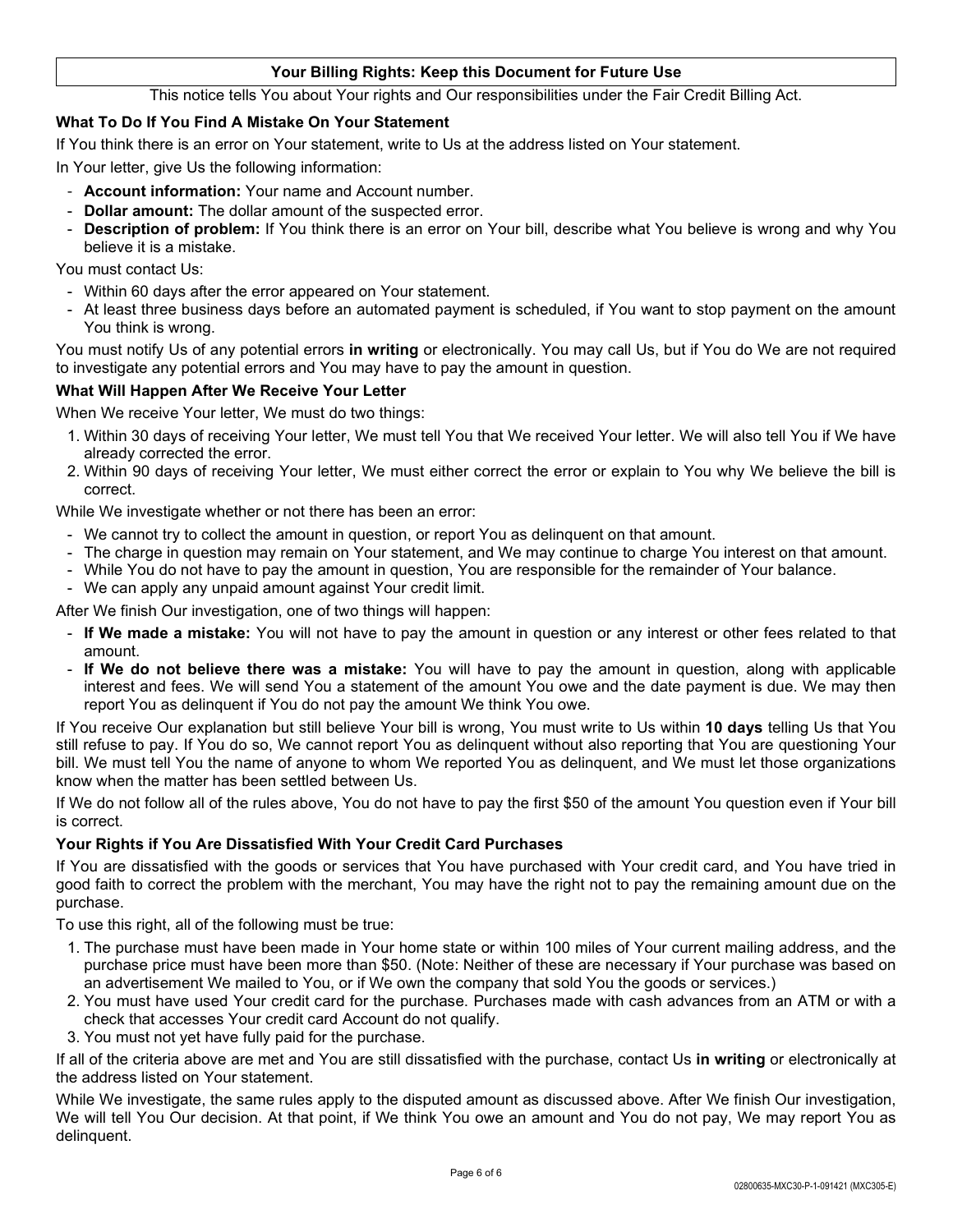## Your Billing Rights: Keep this Document for Future Use

This notice tells You about Your rights and Our responsibilities under the Fair Credit Billing Act.

### What To Do If You Find A Mistake On Your Statement

If You think there is an error on Your statement, write to Us at the address listed on Your statement.

In Your letter, give Us the following information:

- **Account information:** Your name and Account number.
- **Dollar amount:** The dollar amount of the suspected error.
- **Description of problem:** If You think there is an error on Your bill, describe what You believe is wrong and why You believe it is a mistake.

You must contact Us:

- Within 60 days after the error appeared on Your statement.
- At least three business days before an automated payment is scheduled, if You want to stop payment on the amount You think is wrong.

You must notify Us of any potential errors **in writing** or electronically. You may call Us, but if You do We are not required to investigate any potential errors and You may have to pay the amount in question.

### What Will Happen After We Receive Your Letter

When We receive Your letter, We must do two things:

1. Within 30 days of receiving Your letter, We must tell You that We received Your letter. We will also tell You if We have already corrected the error.
2. Within 90 days of receiving Your letter, We must either correct the error or explain to You why We believe the bill is correct.

While We investigate whether or not there has been an error:

- We cannot try to collect the amount in question, or report You as delinquent on that amount.
- The charge in question may remain on Your statement, and We may continue to charge You interest on that amount.
- While You do not have to pay the amount in question, You are responsible for the remainder of Your balance.
- We can apply any unpaid amount against Your credit limit.

After We finish Our investigation, one of two things will happen:

- **If We made a mistake:** You will not have to pay the amount in question or any interest or other fees related to that amount.
- **If We do not believe there was a mistake:** You will have to pay the amount in question, along with applicable interest and fees. We will send You a statement of the amount You owe and the date payment is due. We may then report You as delinquent if You do not pay the amount We think You owe.

If You receive Our explanation but still believe Your bill is wrong, You must write to Us within **10 days** telling Us that You still refuse to pay. If You do so, We cannot report You as delinquent without also reporting that You are questioning Your bill. We must tell You the name of anyone to whom We reported You as delinquent, and We must let those organizations know when the matter has been settled between Us.

If We do not follow all of the rules above, You do not have to pay the first $50 of the amount You question even if Your bill is correct.

### Your Rights if You Are Dissatisfied With Your Credit Card Purchases

If You are dissatisfied with the goods or services that You have purchased with Your credit card, and You have tried in good faith to correct the problem with the merchant, You may have the right not to pay the remaining amount due on the purchase.

To use this right, all of the following must be true:

1. The purchase must have been made in Your home state or within 100 miles of Your current mailing address, and the purchase price must have been more than $50. (Note: Neither of these are necessary if Your purchase was based on an advertisement We mailed to You, or if We own the company that sold You the goods or services.)
2. You must have used Your credit card for the purchase. Purchases made with cash advances from an ATM or with a check that accesses Your credit card Account do not qualify.
3. You must not yet have fully paid for the purchase.

If all of the criteria above are met and You are still dissatisfied with the purchase, contact Us **in writing** or electronically at the address listed on Your statement.

While We investigate, the same rules apply to the disputed amount as discussed above. After We finish Our investigation, We will tell You Our decision. At that point, if We think You owe an amount and You do not pay, We may report You as delinquent.

02800635-MXC30-P-1-091421 (MXC305-E)